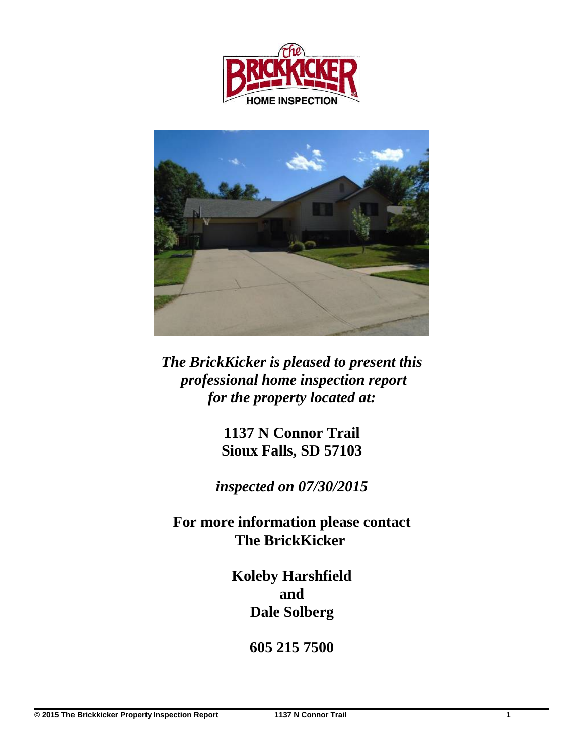*The BrickKicker is pleased to present this professional home inspection report for the property located at:*

**1137 N Connor Trail**
**Sioux Falls, SD 57103**

*inspected on 07/30/2015*

**For more information please contact**
**The BrickKicker**

**Koleby Harshfield**
**and**
**Dale Solberg**

**605 215 7500**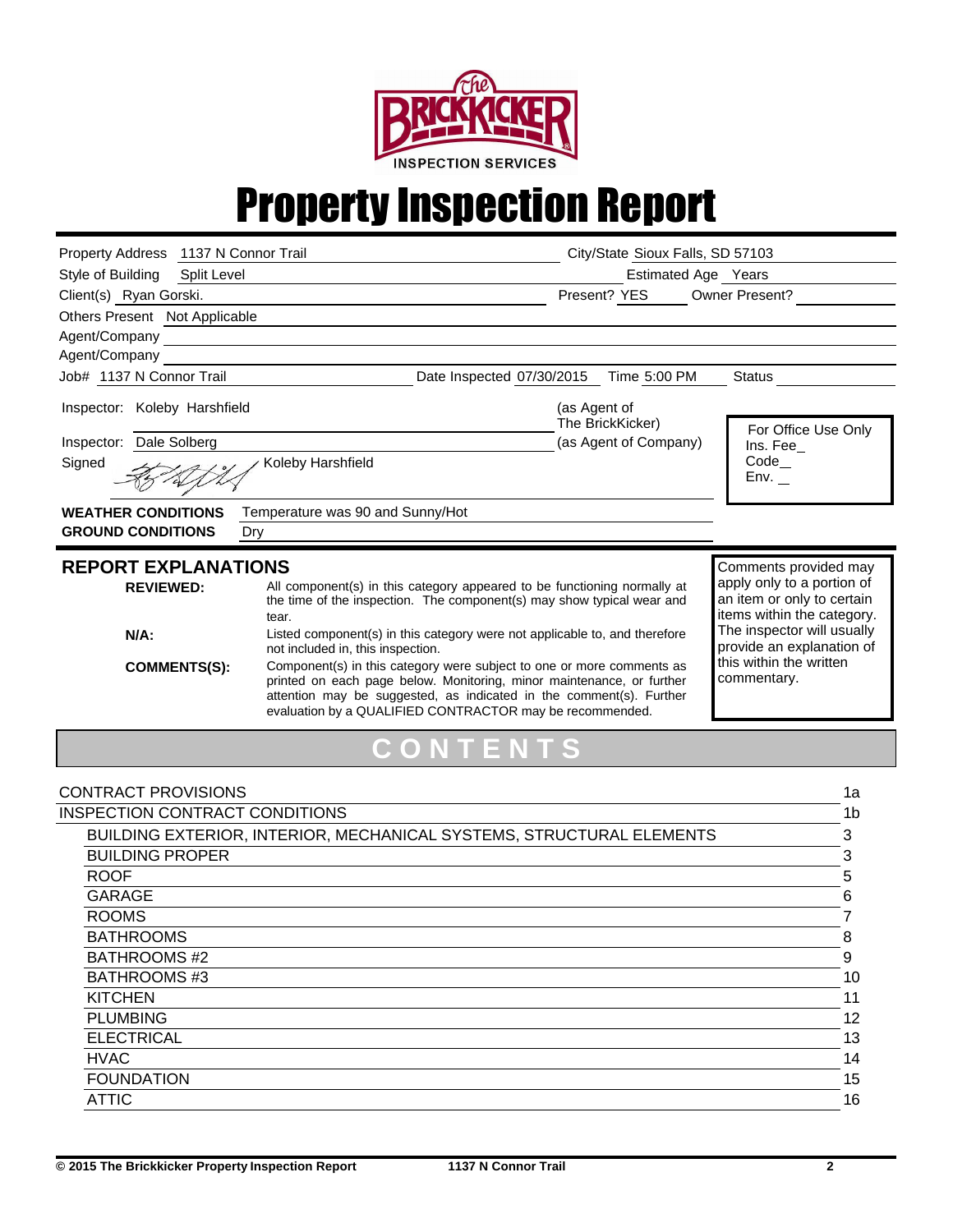THE BRICKKICKER INSPECTION SERVICES

# Property Inspection Report

Property Address: 1137 N Connor Trail
City/State: Sioux Falls, SD 57103
Style of Building: Split Level
Estimated Age: Years
Client(s): Ryan Gorski.
Present? YES
Owner Present?
Others Present: Not Applicable
Agent/Company:
Agent/Company:
Job# 1137 N Connor Trail
Date Inspected: 07/30/2015
Time: 5:00 PM
Status:

Inspector: Koleby Harshfield (as Agent of The BrickKicker)
Inspector: Dale Solberg (as Agent of Company)
Signed: Koleby Harshfield

For Office Use Only
Ins. Fee_
Code_
Env. _

**WEATHER CONDITIONS** Temperature was 90 and Sunny/Hot
**GROUND CONDITIONS** Dry

## REPORT EXPLANATIONS

**REVIEWED:** All component(s) in this category appeared to be functioning normally at the time of the inspection. The component(s) may show typical wear and tear.

**N/A:** Listed component(s) in this category were not applicable to, and therefore not included in, this inspection.

**COMMENTS(S):** Component(s) in this category were subject to one or more comments as printed on each page below. Monitoring, minor maintenance, or further attention may be suggested, as indicated in the comment(s). Further evaluation by a QUALIFIED CONTRACTOR may be recommended.

Comments provided may apply only to a portion of an item or only to certain items within the category. The inspector will usually provide an explanation of this within the written commentary.

## CONTENTS

| | |
|---|---|
| CONTRACT PROVISIONS | 1a |
| INSPECTION CONTRACT CONDITIONS | 1b |
| BUILDING EXTERIOR, INTERIOR, MECHANICAL SYSTEMS, STRUCTURAL ELEMENTS | 3 |
| BUILDING PROPER | 3 |
| ROOF | 5 |
| GARAGE | 6 |
| ROOMS | 7 |
| BATHROOMS | 8 |
| BATHROOMS #2 | 9 |
| BATHROOMS #3 | 10 |
| KITCHEN | 11 |
| PLUMBING | 12 |
| ELECTRICAL | 13 |
| HVAC | 14 |
| FOUNDATION | 15 |
| ATTIC | 16 |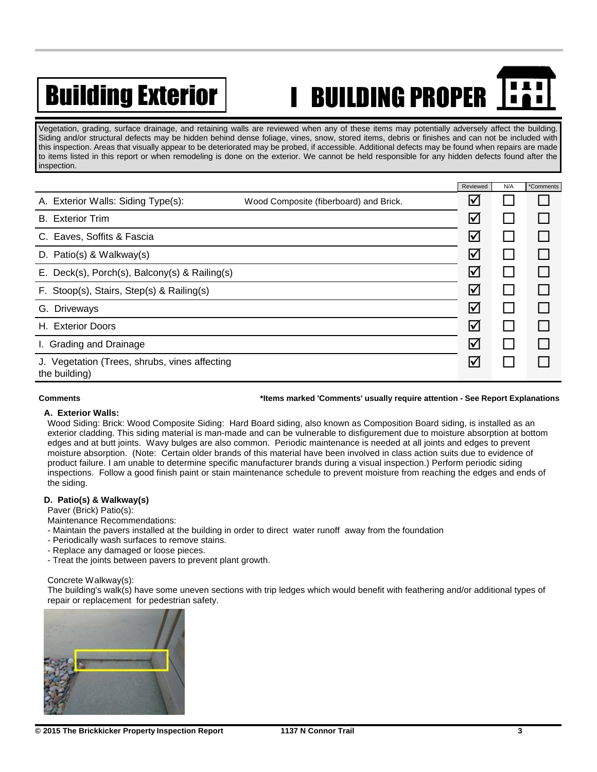# Building Exterior

# I BUILDING PROPER

Vegetation, grading, surface drainage, and retaining walls are reviewed when any of these items may potentially adversely affect the building. Siding and/or structural defects may be hidden behind dense foliage, vines, snow, stored items, debris or finishes and can not be included with this inspection. Areas that visually appear to be deteriorated may be probed, if accessible. Additional defects may be found when repairs are made to items listed in this report or when remodeling is done on the exterior. We cannot be held responsible for any hidden defects found after the inspection.

| | | Reviewed | N/A | *Comments |
|---|---|---|---|---|
| A. Exterior Walls: Siding Type(s): | Wood Composite (fiberboard) and Brick. | ☑ | ☐ | ☐ |
| B. Exterior Trim | | ☑ | ☐ | ☐ |
| C. Eaves, Soffits & Fascia | | ☑ | ☐ | ☐ |
| D. Patio(s) & Walkway(s) | | ☑ | ☐ | ☐ |
| E. Deck(s), Porch(s), Balcony(s) & Railing(s) | | ☑ | ☐ | ☐ |
| F. Stoop(s), Stairs, Step(s) & Railing(s) | | ☑ | ☐ | ☐ |
| G. Driveways | | ☑ | ☐ | ☐ |
| H. Exterior Doors | | ☑ | ☐ | ☐ |
| I. Grading and Drainage | | ☑ | ☐ | ☐ |
| J. Vegetation (Trees, shrubs, vines affecting the building) | | ☑ | ☐ | ☐ |

**Comments** **\*Items marked 'Comments' usually require attention - See Report Explanations**

**A. Exterior Walls:**

Wood Siding: Brick: Wood Composite Siding: Hard Board siding, also known as Composition Board siding, is installed as an exterior cladding. This siding material is man-made and can be vulnerable to disfigurement due to moisture absorption at bottom edges and at butt joints. Wavy bulges are also common. Periodic maintenance is needed at all joints and edges to prevent moisture absorption. (Note: Certain older brands of this material have been involved in class action suits due to evidence of product failure. I am unable to determine specific manufacturer brands during a visual inspection.) Perform periodic siding inspections. Follow a good finish paint or stain maintenance schedule to prevent moisture from reaching the edges and ends of the siding.

**D. Patio(s) & Walkway(s)**

Paver (Brick) Patio(s):

Maintenance Recommendations:

- Maintain the pavers installed at the building in order to direct water runoff away from the foundation
- Periodically wash surfaces to remove stains.
- Replace any damaged or loose pieces.
- Treat the joints between pavers to prevent plant growth.

Concrete Walkway(s):

The building's walk(s) have some uneven sections with trip ledges which would benefit with feathering and/or additional types of repair or replacement for pedestrian safety.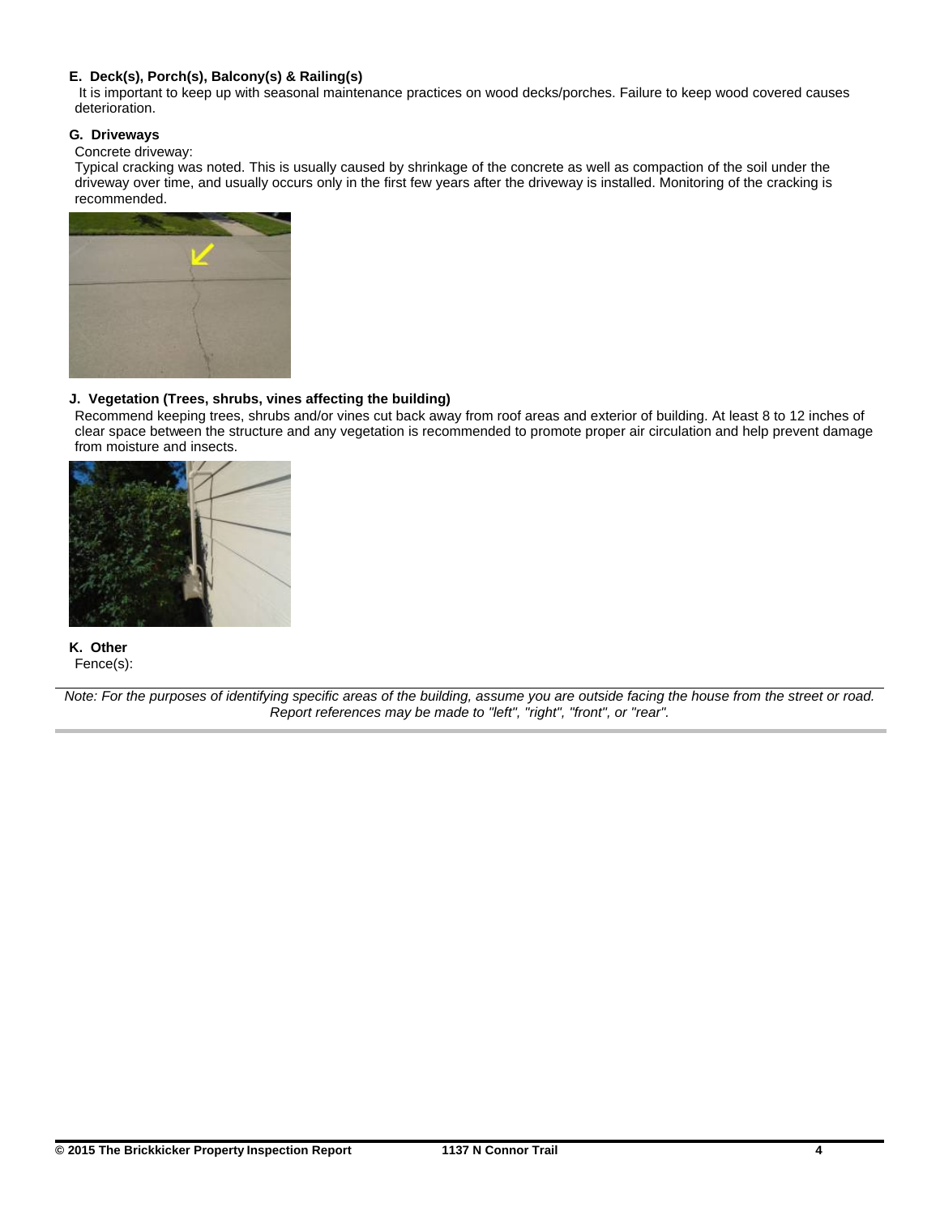**E. Deck(s), Porch(s), Balcony(s) & Railing(s)**

It is important to keep up with seasonal maintenance practices on wood decks/porches. Failure to keep wood covered causes deterioration.

**G. Driveways**

Concrete driveway:

Typical cracking was noted. This is usually caused by shrinkage of the concrete as well as compaction of the soil under the driveway over time, and usually occurs only in the first few years after the driveway is installed. Monitoring of the cracking is recommended.

**J. Vegetation (Trees, shrubs, vines affecting the building)**

Recommend keeping trees, shrubs and/or vines cut back away from roof areas and exterior of building. At least 8 to 12 inches of clear space between the structure and any vegetation is recommended to promote proper air circulation and help prevent damage from moisture and insects.

**K. Other**

Fence(s):

*Note: For the purposes of identifying specific areas of the building, assume you are outside facing the house from the street or road. Report references may be made to "left", "right", "front", or "rear".*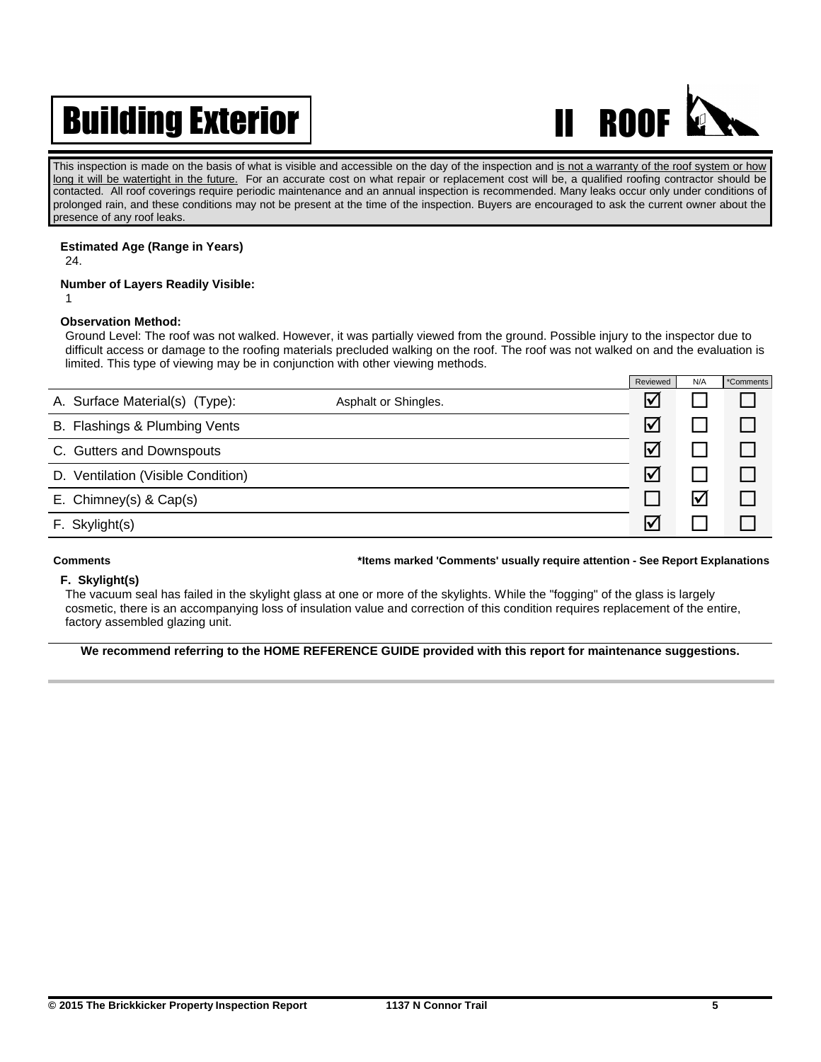# Building Exterior

## II ROOF

This inspection is made on the basis of what is visible and accessible on the day of the inspection and is not a warranty of the roof system or how long it will be watertight in the future. For an accurate cost on what repair or replacement cost will be, a qualified roofing contractor should be contacted. All roof coverings require periodic maintenance and an annual inspection is recommended. Many leaks occur only under conditions of prolonged rain, and these conditions may not be present at the time of the inspection. Buyers are encouraged to ask the current owner about the presence of any roof leaks.

**Estimated Age (Range in Years)**
24.

**Number of Layers Readily Visible:**
1

**Observation Method:**
Ground Level: The roof was not walked. However, it was partially viewed from the ground. Possible injury to the inspector due to difficult access or damage to the roofing materials precluded walking on the roof. The roof was not walked on and the evaluation is limited. This type of viewing may be in conjunction with other viewing methods.

| Item | Type | Reviewed | N/A | *Comments |
|---|---|---|---|---|
| A. Surface Material(s) (Type): | Asphalt or Shingles. | ☑ | ☐ | ☐ |
| B. Flashings & Plumbing Vents | | ☑ | ☐ | ☐ |
| C. Gutters and Downspouts | | ☑ | ☐ | ☐ |
| D. Ventilation (Visible Condition) | | ☑ | ☐ | ☐ |
| E. Chimney(s) & Cap(s) | | ☐ | ☑ | ☐ |
| F. Skylight(s) | | ☑ | ☐ | ☐ |

**Comments** **\*Items marked 'Comments' usually require attention - See Report Explanations**

**F. Skylight(s)**
The vacuum seal has failed in the skylight glass at one or more of the skylights. While the "fogging" of the glass is largely cosmetic, there is an accompanying loss of insulation value and correction of this condition requires replacement of the entire, factory assembled glazing unit.

**We recommend referring to the HOME REFERENCE GUIDE provided with this report for maintenance suggestions.**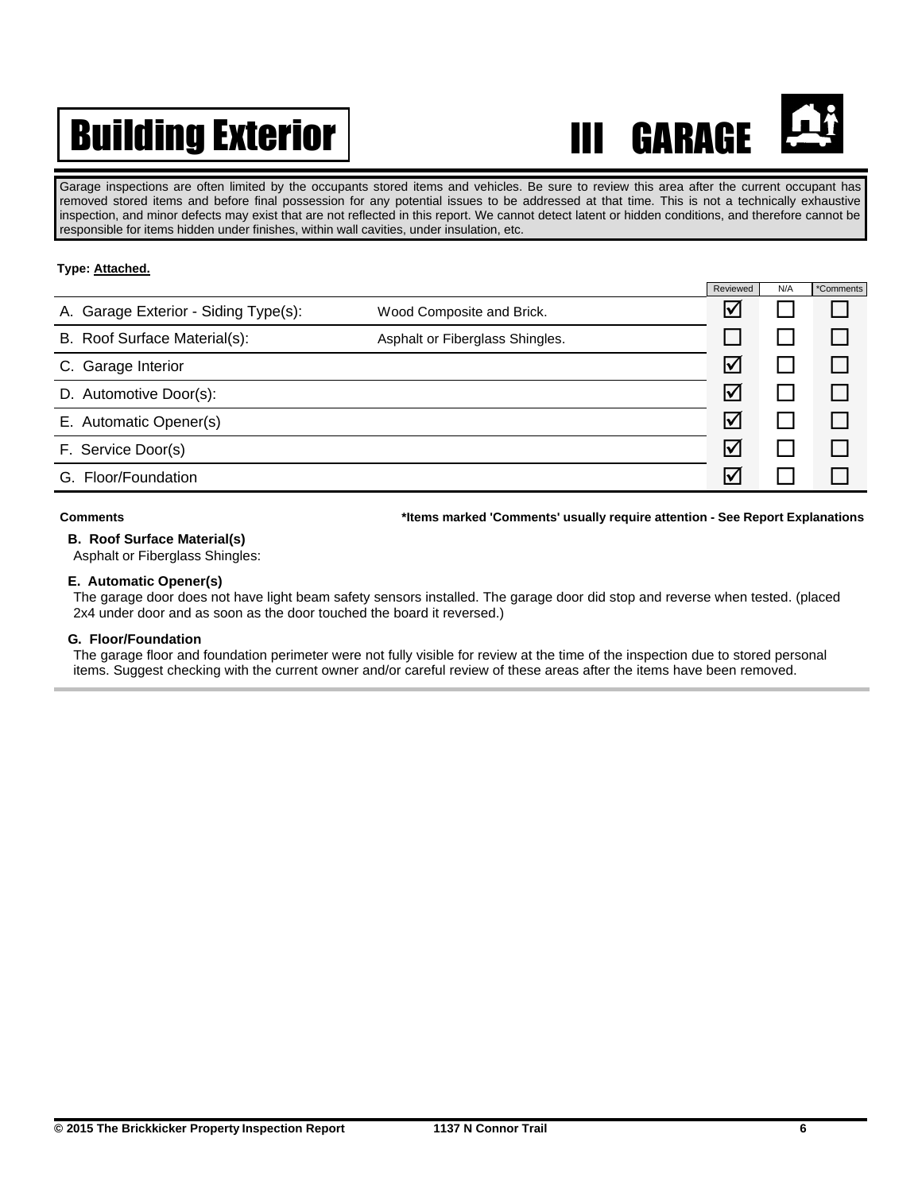# Building Exterior

## III GARAGE

Garage inspections are often limited by the occupants stored items and vehicles. Be sure to review this area after the current occupant has removed stored items and before final possession for any potential issues to be addressed at that time. This is not a technically exhaustive inspection, and minor defects may exist that are not reflected in this report. We cannot detect latent or hidden conditions, and therefore cannot be responsible for items hidden under finishes, within wall cavities, under insulation, etc.

**Type: Attached.**

| Item | Description | Reviewed | N/A | *Comments |
|---|---|---|---|---|
| A. Garage Exterior - Siding Type(s): | Wood Composite and Brick. | ☑ | ☐ | ☐ |
| B. Roof Surface Material(s): | Asphalt or Fiberglass Shingles. | ☐ | ☐ | ☐ |
| C. Garage Interior | | ☑ | ☐ | ☐ |
| D. Automotive Door(s): | | ☑ | ☐ | ☐ |
| E. Automatic Opener(s) | | ☑ | ☐ | ☐ |
| F. Service Door(s) | | ☑ | ☐ | ☐ |
| G. Floor/Foundation | | ☑ | ☐ | ☐ |

**Comments** **\*Items marked 'Comments' usually require attention - See Report Explanations**

**B. Roof Surface Material(s)**

Asphalt or Fiberglass Shingles:

**E. Automatic Opener(s)**

The garage door does not have light beam safety sensors installed. The garage door did stop and reverse when tested. (placed 2x4 under door and as soon as the door touched the board it reversed.)

**G. Floor/Foundation**

The garage floor and foundation perimeter were not fully visible for review at the time of the inspection due to stored personal items. Suggest checking with the current owner and/or careful review of these areas after the items have been removed.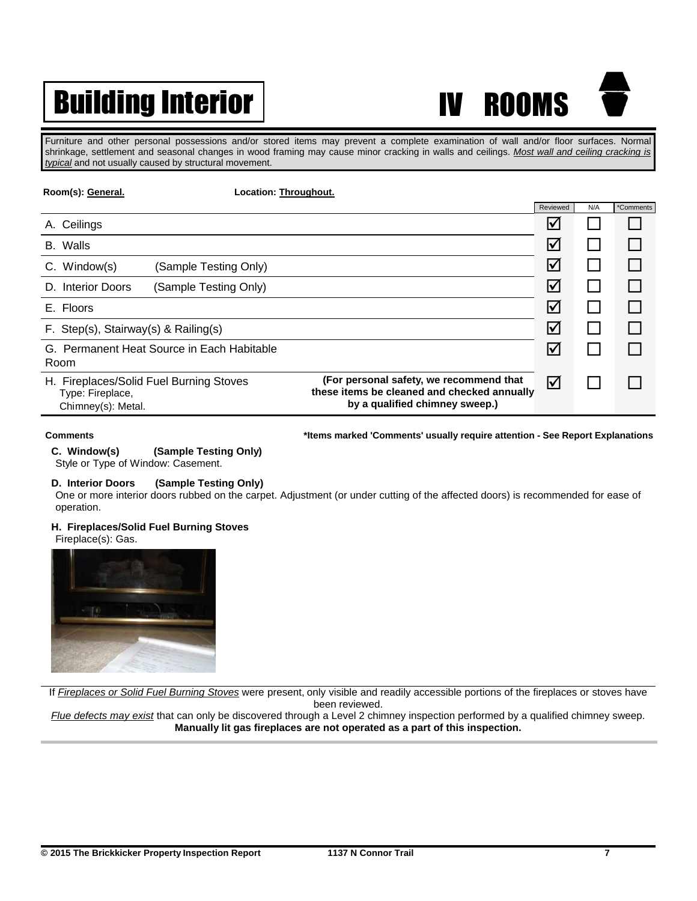# Building Interior

## IV ROOMS

Furniture and other personal possessions and/or stored items may prevent a complete examination of wall and/or floor surfaces. Normal shrinkage, settlement and seasonal changes in wood framing may cause minor cracking in walls and ceilings. *Most wall and ceiling cracking is typical* and not usually caused by structural movement.

**Room(s): General.** **Location: Throughout.**

| Item | | Reviewed | N/A | *Comments |
|---|---|---|---|---|
| A. Ceilings | | ☑ | ☐ | ☐ |
| B. Walls | | ☑ | ☐ | ☐ |
| C. Window(s) (Sample Testing Only) | | ☑ | ☐ | ☐ |
| D. Interior Doors (Sample Testing Only) | | ☑ | ☐ | ☐ |
| E. Floors | | ☑ | ☐ | ☐ |
| F. Step(s), Stairway(s) & Railing(s) | | ☑ | ☐ | ☐ |
| G. Permanent Heat Source in Each Habitable Room | | ☑ | ☐ | ☐ |
| H. Fireplaces/Solid Fuel Burning Stoves Type: Fireplace, Chimney(s): Metal. | **(For personal safety, we recommend that these items be cleaned and checked annually by a qualified chimney sweep.)** | ☑ | ☐ | ☐ |

**Comments** **\*Items marked 'Comments' usually require attention - See Report Explanations**

**C. Window(s) (Sample Testing Only)**
Style or Type of Window: Casement.

**D. Interior Doors (Sample Testing Only)**
One or more interior doors rubbed on the carpet. Adjustment (or under cutting of the affected doors) is recommended for ease of operation.

**H. Fireplaces/Solid Fuel Burning Stoves**
Fireplace(s): Gas.

If *Fireplaces or Solid Fuel Burning Stoves* were present, only visible and readily accessible portions of the fireplaces or stoves have been reviewed.
*Flue defects may exist* that can only be discovered through a Level 2 chimney inspection performed by a qualified chimney sweep.
**Manually lit gas fireplaces are not operated as a part of this inspection.**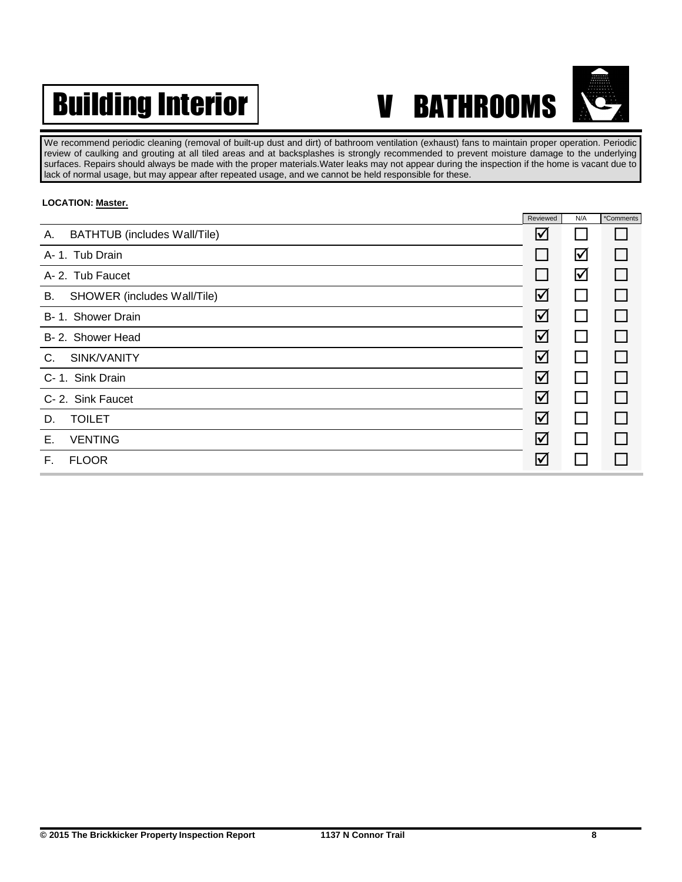# Building Interior

## V BATHROOMS

We recommend periodic cleaning (removal of built-up dust and dirt) of bathroom ventilation (exhaust) fans to maintain proper operation. Periodic review of caulking and grouting at all tiled areas and at backsplashes is strongly recommended to prevent moisture damage to the underlying surfaces. Repairs should always be made with the proper materials.Water leaks may not appear during the inspection if the home is vacant due to lack of normal usage, but may appear after repeated usage, and we cannot be held responsible for these.

**LOCATION: Master.**

| | Reviewed | N/A | *Comments |
|---|---|---|---|
| A. BATHTUB (includes Wall/Tile) | ☑ | ☐ | ☐ |
| A- 1. Tub Drain | ☐ | ☑ | ☐ |
| A- 2. Tub Faucet | ☐ | ☑ | ☐ |
| B. SHOWER (includes Wall/Tile) | ☑ | ☐ | ☐ |
| B- 1. Shower Drain | ☑ | ☐ | ☐ |
| B- 2. Shower Head | ☑ | ☐ | ☐ |
| C. SINK/VANITY | ☑ | ☐ | ☐ |
| C- 1. Sink Drain | ☑ | ☐ | ☐ |
| C- 2. Sink Faucet | ☑ | ☐ | ☐ |
| D. TOILET | ☑ | ☐ | ☐ |
| E. VENTING | ☑ | ☐ | ☐ |
| F. FLOOR | ☑ | ☐ | ☐ |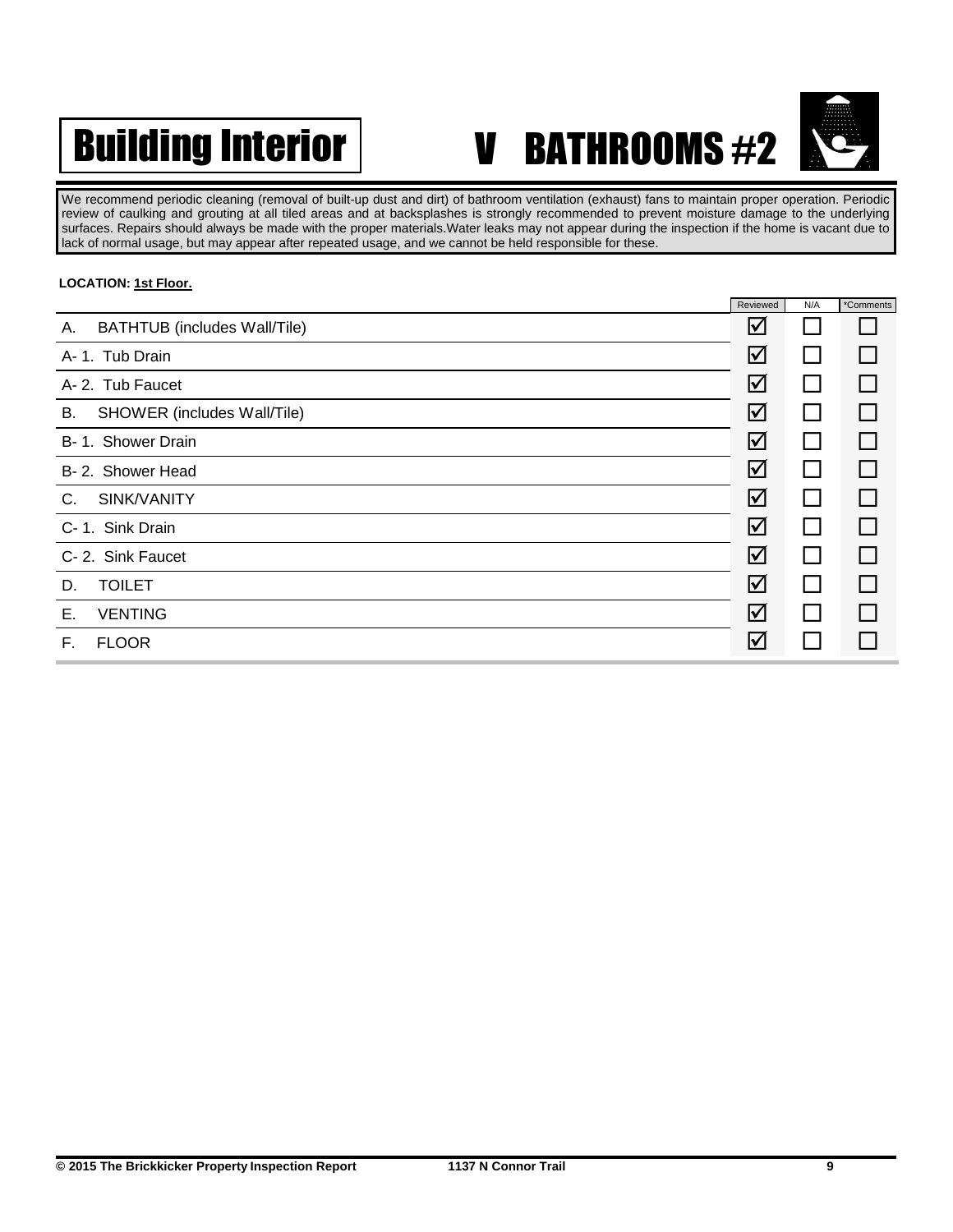# Building Interior

# V BATHROOMS #2

We recommend periodic cleaning (removal of built-up dust and dirt) of bathroom ventilation (exhaust) fans to maintain proper operation. Periodic review of caulking and grouting at all tiled areas and at backsplashes is strongly recommended to prevent moisture damage to the underlying surfaces. Repairs should always be made with the proper materials.Water leaks may not appear during the inspection if the home is vacant due to lack of normal usage, but may appear after repeated usage, and we cannot be held responsible for these.

**LOCATION: 1st Floor.**

| | Reviewed | N/A | *Comments |
|---|---|---|---|
| A. BATHTUB (includes Wall/Tile) | ☑ | ☐ | ☐ |
| A- 1. Tub Drain | ☑ | ☐ | ☐ |
| A- 2. Tub Faucet | ☑ | ☐ | ☐ |
| B. SHOWER (includes Wall/Tile) | ☑ | ☐ | ☐ |
| B- 1. Shower Drain | ☑ | ☐ | ☐ |
| B- 2. Shower Head | ☑ | ☐ | ☐ |
| C. SINK/VANITY | ☑ | ☐ | ☐ |
| C- 1. Sink Drain | ☑ | ☐ | ☐ |
| C- 2. Sink Faucet | ☑ | ☐ | ☐ |
| D. TOILET | ☑ | ☐ | ☐ |
| E. VENTING | ☑ | ☐ | ☐ |
| F. FLOOR | ☑ | ☐ | ☐ |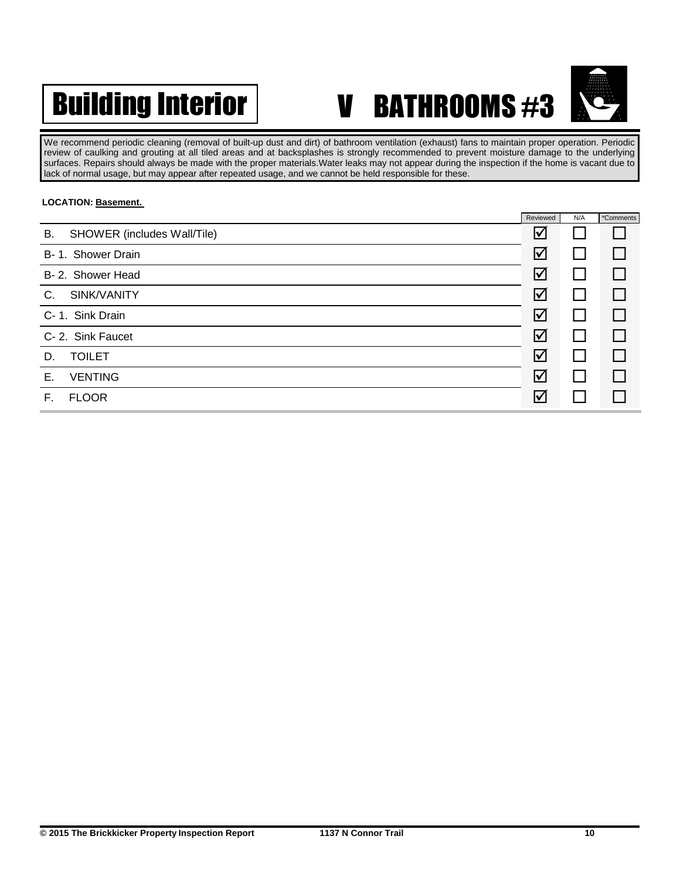# Building Interior

## V BATHROOMS #3

We recommend periodic cleaning (removal of built-up dust and dirt) of bathroom ventilation (exhaust) fans to maintain proper operation. Periodic review of caulking and grouting at all tiled areas and at backsplashes is strongly recommended to prevent moisture damage to the underlying surfaces. Repairs should always be made with the proper materials.Water leaks may not appear during the inspection if the home is vacant due to lack of normal usage, but may appear after repeated usage, and we cannot be held responsible for these.

**LOCATION: Basement.**

| | Reviewed | N/A | *Comments |
|---|---|---|---|
| B. SHOWER (includes Wall/Tile) | ☑ | ☐ | ☐ |
| B- 1. Shower Drain | ☑ | ☐ | ☐ |
| B- 2. Shower Head | ☑ | ☐ | ☐ |
| C. SINK/VANITY | ☑ | ☐ | ☐ |
| C- 1. Sink Drain | ☑ | ☐ | ☐ |
| C- 2. Sink Faucet | ☑ | ☐ | ☐ |
| D. TOILET | ☑ | ☐ | ☐ |
| E. VENTING | ☑ | ☐ | ☐ |
| F. FLOOR | ☑ | ☐ | ☐ |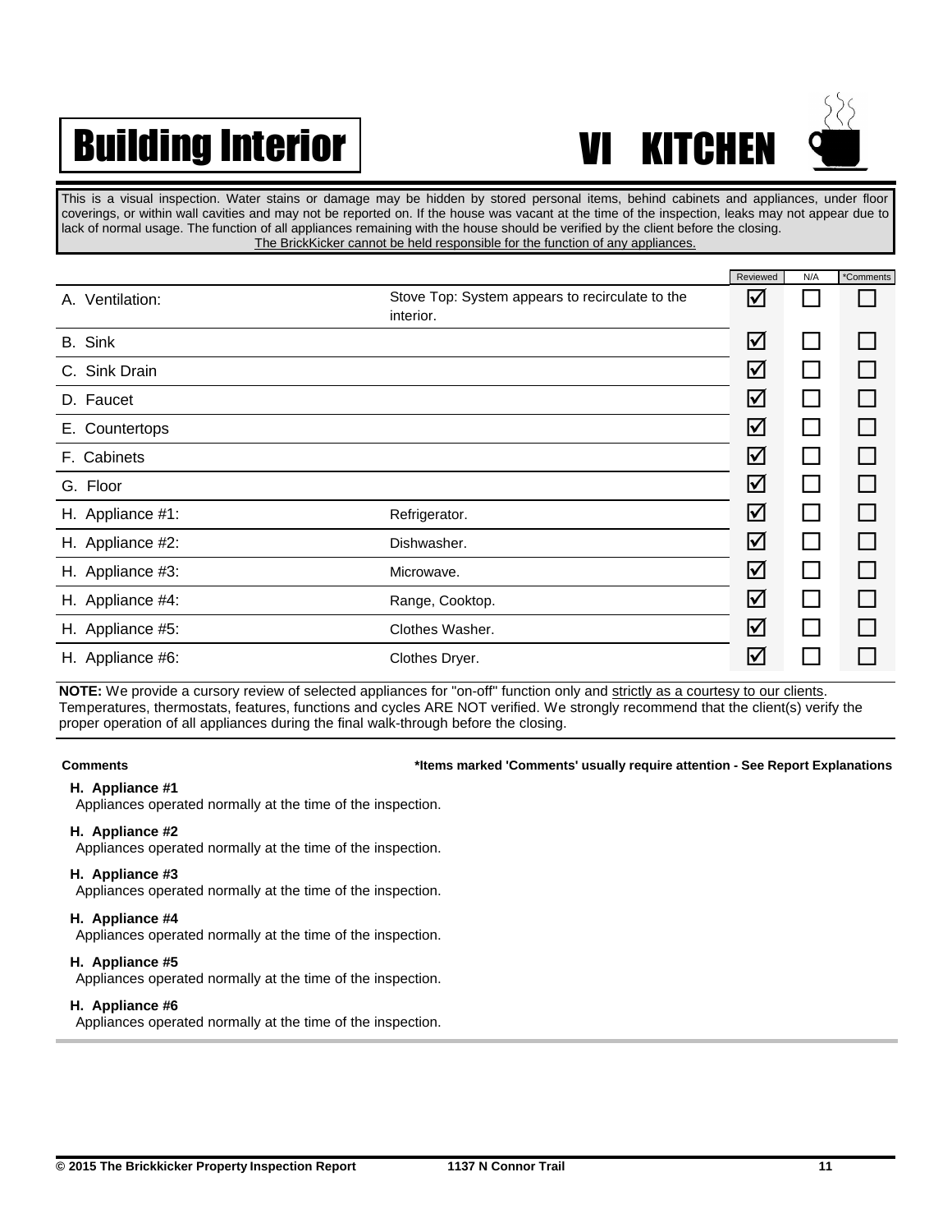# Building Interior

## VI KITCHEN

This is a visual inspection. Water stains or damage may be hidden by stored personal items, behind cabinets and appliances, under floor coverings, or within wall cavities and may not be reported on. If the house was vacant at the time of the inspection, leaks may not appear due to lack of normal usage. The function of all appliances remaining with the house should be verified by the client before the closing.
The BrickKicker cannot be held responsible for the function of any appliances.

| | | Reviewed | N/A | *Comments |
|---|---|---|---|---|
| A. Ventilation: | Stove Top: System appears to recirculate to the interior. | ☑ | ☐ | ☐ |
| B. Sink | | ☑ | ☐ | ☐ |
| C. Sink Drain | | ☑ | ☐ | ☐ |
| D. Faucet | | ☑ | ☐ | ☐ |
| E. Countertops | | ☑ | ☐ | ☐ |
| F. Cabinets | | ☑ | ☐ | ☐ |
| G. Floor | | ☑ | ☐ | ☐ |
| H. Appliance #1: | Refrigerator. | ☑ | ☐ | ☐ |
| H. Appliance #2: | Dishwasher. | ☑ | ☐ | ☐ |
| H. Appliance #3: | Microwave. | ☑ | ☐ | ☐ |
| H. Appliance #4: | Range, Cooktop. | ☑ | ☐ | ☐ |
| H. Appliance #5: | Clothes Washer. | ☑ | ☐ | ☐ |
| H. Appliance #6: | Clothes Dryer. | ☑ | ☐ | ☐ |

**NOTE:** We provide a cursory review of selected appliances for "on-off" function only and strictly as a courtesy to our clients. Temperatures, thermostats, features, functions and cycles ARE NOT verified. We strongly recommend that the client(s) verify the proper operation of all appliances during the final walk-through before the closing.

**Comments** **\*Items marked 'Comments' usually require attention - See Report Explanations**

**H. Appliance #1**
Appliances operated normally at the time of the inspection.

**H. Appliance #2**
Appliances operated normally at the time of the inspection.

**H. Appliance #3**
Appliances operated normally at the time of the inspection.

**H. Appliance #4**
Appliances operated normally at the time of the inspection.

**H. Appliance #5**
Appliances operated normally at the time of the inspection.

**H. Appliance #6**
Appliances operated normally at the time of the inspection.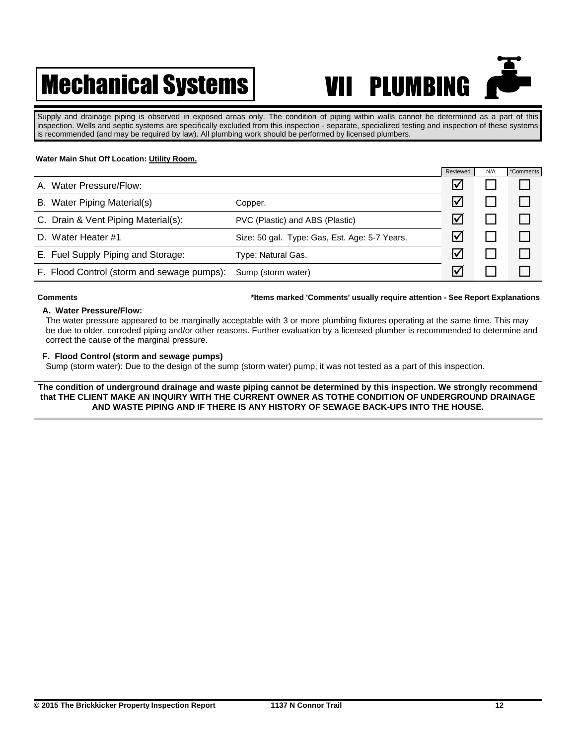# Mechanical Systems

# VII PLUMBING

Supply and drainage piping is observed in exposed areas only. The condition of piping within walls cannot be determined as a part of this inspection. Wells and septic systems are specifically excluded from this inspection - separate, specialized testing and inspection of these systems is recommended (and may be required by law). All plumbing work should be performed by licensed plumbers.

**Water Main Shut Off Location: Utility Room.**

| | | Reviewed | N/A | *Comments |
|---|---|---|---|---|
| A. Water Pressure/Flow: | | ☑ | ☐ | ☐ |
| B. Water Piping Material(s) | Copper. | ☑ | ☐ | ☐ |
| C. Drain & Vent Piping Material(s): | PVC (Plastic) and ABS (Plastic) | ☑ | ☐ | ☐ |
| D. Water Heater #1 | Size: 50 gal. Type: Gas, Est. Age: 5-7 Years. | ☑ | ☐ | ☐ |
| E. Fuel Supply Piping and Storage: | Type: Natural Gas. | ☑ | ☐ | ☐ |
| F. Flood Control (storm and sewage pumps): | Sump (storm water) | ☑ | ☐ | ☐ |

**Comments** **\*Items marked 'Comments' usually require attention - See Report Explanations**

**A. Water Pressure/Flow:**

The water pressure appeared to be marginally acceptable with 3 or more plumbing fixtures operating at the same time. This may be due to older, corroded piping and/or other reasons. Further evaluation by a licensed plumber is recommended to determine and correct the cause of the marginal pressure.

**F. Flood Control (storm and sewage pumps)**

Sump (storm water): Due to the design of the sump (storm water) pump, it was not tested as a part of this inspection.

**The condition of underground drainage and waste piping cannot be determined by this inspection. We strongly recommend that THE CLIENT MAKE AN INQUIRY WITH THE CURRENT OWNER AS TOTHE CONDITION OF UNDERGROUND DRAINAGE AND WASTE PIPING AND IF THERE IS ANY HISTORY OF SEWAGE BACK-UPS INTO THE HOUSE.**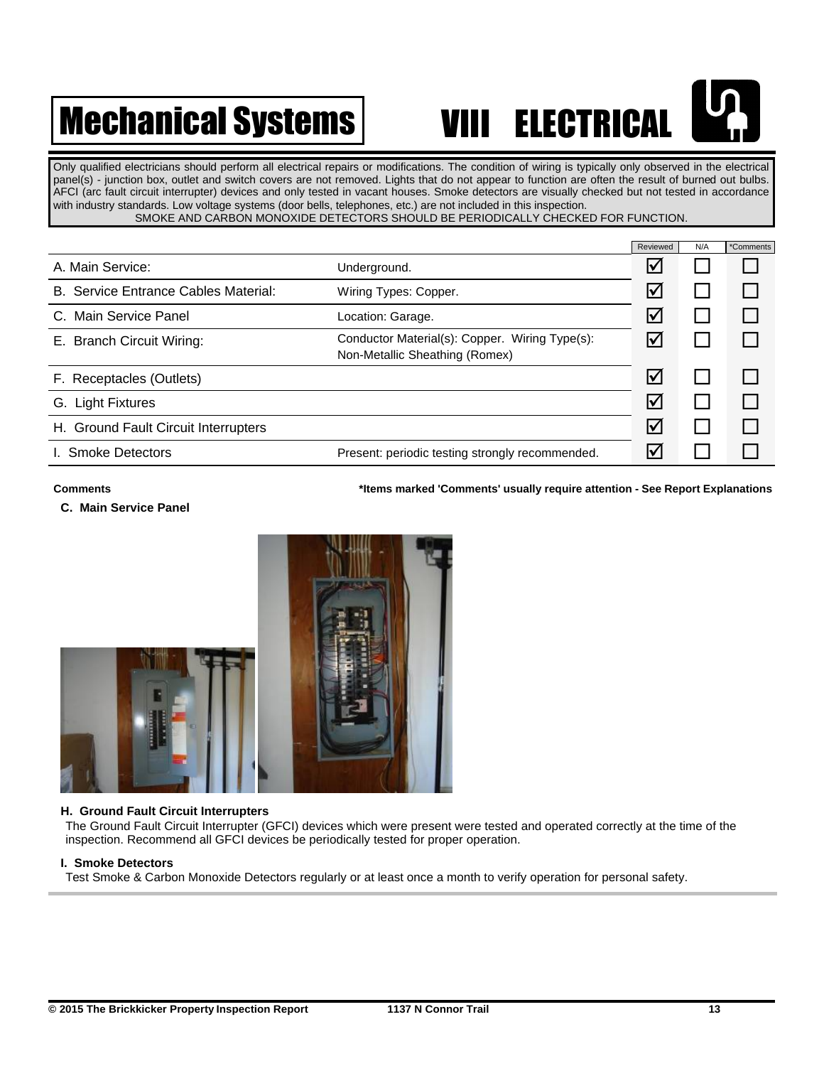# Mechanical Systems

## VIII ELECTRICAL

Only qualified electricians should perform all electrical repairs or modifications. The condition of wiring is typically only observed in the electrical panel(s) - junction box, outlet and switch covers are not removed. Lights that do not appear to function are often the result of burned out bulbs. AFCI (arc fault circuit interrupter) devices and only tested in vacant houses. Smoke detectors are visually checked but not tested in accordance with industry standards. Low voltage systems (door bells, telephones, etc.) are not included in this inspection.

SMOKE AND CARBON MONOXIDE DETECTORS SHOULD BE PERIODICALLY CHECKED FOR FUNCTION.

| | | Reviewed | N/A | *Comments |
|---|---|---|---|---|
| A. Main Service: | Underground. | ☑ | ☐ | ☐ |
| B. Service Entrance Cables Material: | Wiring Types: Copper. | ☑ | ☐ | ☐ |
| C. Main Service Panel | Location: Garage. | ☑ | ☐ | ☐ |
| E. Branch Circuit Wiring: | Conductor Material(s): Copper. Wiring Type(s): Non-Metallic Sheathing (Romex) | ☑ | ☐ | ☐ |
| F. Receptacles (Outlets) | | ☑ | ☐ | ☐ |
| G. Light Fixtures | | ☑ | ☐ | ☐ |
| H. Ground Fault Circuit Interrupters | | ☑ | ☐ | ☐ |
| I. Smoke Detectors | Present: periodic testing strongly recommended. | ☑ | ☐ | ☐ |

**Comments** **\*Items marked 'Comments' usually require attention - See Report Explanations**

**C. Main Service Panel**

**H. Ground Fault Circuit Interrupters**

The Ground Fault Circuit Interrupter (GFCI) devices which were present were tested and operated correctly at the time of the inspection. Recommend all GFCI devices be periodically tested for proper operation.

**I. Smoke Detectors**

Test Smoke & Carbon Monoxide Detectors regularly or at least once a month to verify operation for personal safety.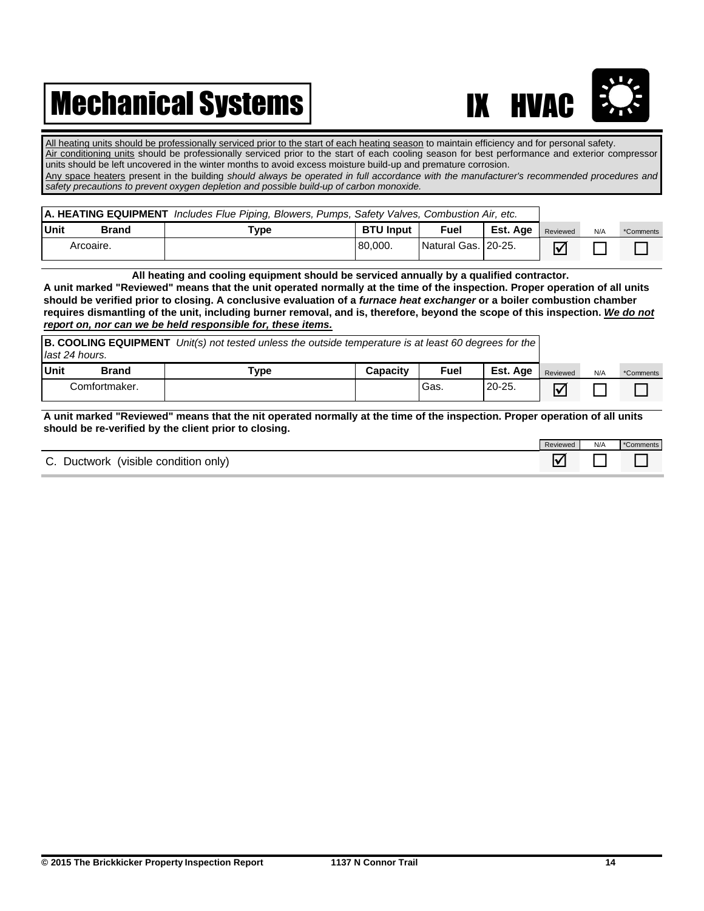# Mechanical Systems

## IX HVAC

<u>All heating units should be professionally serviced prior to the start of each heating season</u> to maintain efficiency and for personal safety.
<u>Air conditioning units</u> should be professionally serviced prior to the start of each cooling season for best performance and exterior compressor units should be left uncovered in the winter months to avoid excess moisture build-up and premature corrosion.
<u>Any space heaters</u> present in the building *should always be operated in full accordance with the manufacturer's recommended procedures and safety precautions to prevent oxygen depletion and possible build-up of carbon monoxide.*

**A. HEATING EQUIPMENT** *Includes Flue Piping, Blowers, Pumps, Safety Valves, Combustion Air, etc.*

| Unit Brand | Type | BTU Input | Fuel | Est. Age | Reviewed | N/A | *Comments |
|---|---|---|---|---|---|---|---|
| Arcoaire. | | 80,000. | Natural Gas. | 20-25. | ☑ | ☐ | ☐ |

**All heating and cooling equipment should be serviced annually by a qualified contractor.**
**A unit marked "Reviewed" means that the unit operated normally at the time of the inspection. Proper operation of all units should be verified prior to closing. A conclusive evaluation of a *furnace heat exchanger* or a boiler combustion chamber requires dismantling of the unit, including burner removal, and is, therefore, beyond the scope of this inspection. *<u>We do not report on, nor can we be held responsible for, these items.</u>***

**B. COOLING EQUIPMENT** *Unit(s) not tested unless the outside temperature is at least 60 degrees for the last 24 hours.*

| Unit Brand | Type | Capacity | Fuel | Est. Age | Reviewed | N/A | *Comments |
|---|---|---|---|---|---|---|---|
| Comfortmaker. | | | Gas. | 20-25. | ☑ | ☐ | ☐ |

**A unit marked "Reviewed" means that the nit operated normally at the time of the inspection. Proper operation of all units should be re-verified by the client prior to closing.**

| | Reviewed | N/A | *Comments |
|---|---|---|---|
| C. Ductwork (visible condition only) | ☑ | ☐ | ☐ |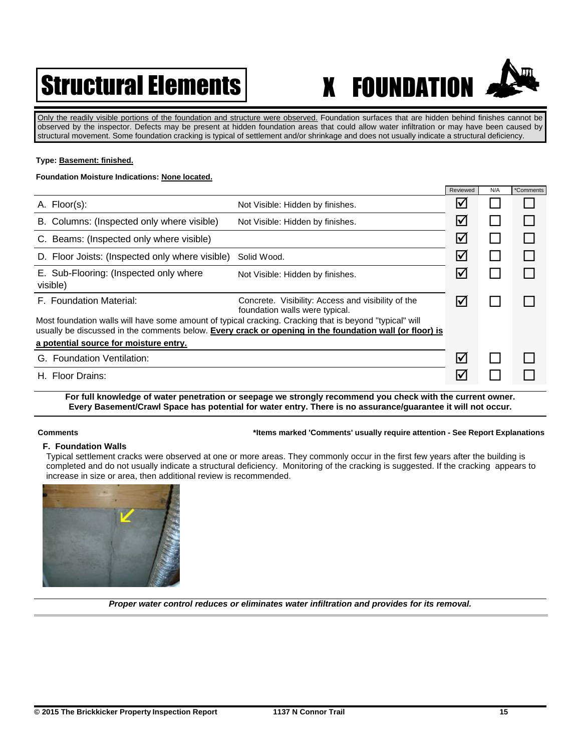# Structural Elements

# X FOUNDATION

Only the readily visible portions of the foundation and structure were observed. Foundation surfaces that are hidden behind finishes cannot be observed by the inspector. Defects may be present at hidden foundation areas that could allow water infiltration or may have been caused by structural movement. Some foundation cracking is typical of settlement and/or shrinkage and does not usually indicate a structural deficiency.

**Type: Basement: finished.**

**Foundation Moisture Indications: None located.**

| | | Reviewed | N/A | *Comments |
|---|---|---|---|---|
| A. Floor(s): | Not Visible: Hidden by finishes. | ☑ | ☐ | ☐ |
| B. Columns: (Inspected only where visible) | Not Visible: Hidden by finishes. | ☑ | ☐ | ☐ |
| C. Beams: (Inspected only where visible) | | ☑ | ☐ | ☐ |
| D. Floor Joists: (Inspected only where visible) | Solid Wood. | ☑ | ☐ | ☐ |
| E. Sub-Flooring: (Inspected only where visible) | Not Visible: Hidden by finishes. | ☑ | ☐ | ☐ |
| F. Foundation Material: | Concrete. Visibility: Access and visibility of the foundation walls were typical. | ☑ | ☐ | ☐ |
| G. Foundation Ventilation: | | ☑ | ☐ | ☐ |
| H. Floor Drains: | | ☑ | ☐ | ☐ |

Most foundation walls will have some amount of typical cracking. Cracking that is beyond "typical" will usually be discussed in the comments below. **Every crack or opening in the foundation wall (or floor) is a potential source for moisture entry.**

**For full knowledge of water penetration or seepage we strongly recommend you check with the current owner. Every Basement/Crawl Space has potential for water entry. There is no assurance/guarantee it will not occur.**

**Comments** **\*Items marked 'Comments' usually require attention - See Report Explanations**

**F. Foundation Walls**

Typical settlement cracks were observed at one or more areas. They commonly occur in the first few years after the building is completed and do not usually indicate a structural deficiency. Monitoring of the cracking is suggested. If the cracking appears to increase in size or area, then additional review is recommended.

***Proper water control reduces or eliminates water infiltration and provides for its removal.***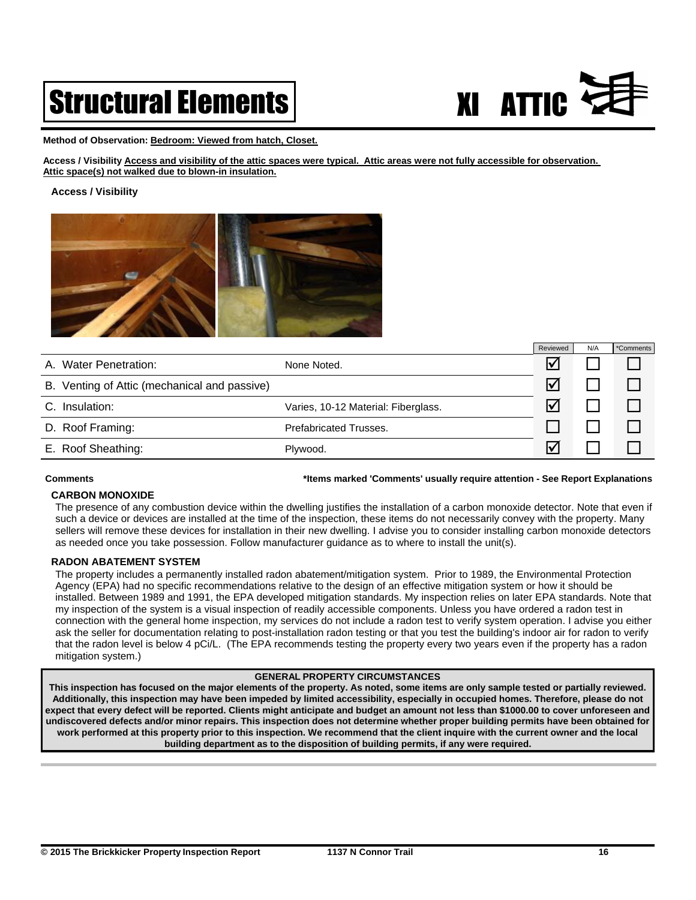# Structural Elements

## XI ATTIC

**Method of Observation:** Bedroom: Viewed from hatch, Closet.

**Access / Visibility** Access and visibility of the attic spaces were typical. Attic areas were not fully accessible for observation. Attic space(s) not walked due to blown-in insulation.

**Access / Visibility**

| | | Reviewed | N/A | *Comments |
|---|---|---|---|---|
| A. Water Penetration: | None Noted. | ☑ | ☐ | ☐ |
| B. Venting of Attic (mechanical and passive) | | ☑ | ☐ | ☐ |
| C. Insulation: | Varies, 10-12 Material: Fiberglass. | ☑ | ☐ | ☐ |
| D. Roof Framing: | Prefabricated Trusses. | ☐ | ☐ | ☐ |
| E. Roof Sheathing: | Plywood. | ☑ | ☐ | ☐ |

**Comments** **\*Items marked 'Comments' usually require attention - See Report Explanations**

**CARBON MONOXIDE**

The presence of any combustion device within the dwelling justifies the installation of a carbon monoxide detector. Note that even if such a device or devices are installed at the time of the inspection, these items do not necessarily convey with the property. Many sellers will remove these devices for installation in their new dwelling. I advise you to consider installing carbon monoxide detectors as needed once you take possession. Follow manufacturer guidance as to where to install the unit(s).

**RADON ABATEMENT SYSTEM**

The property includes a permanently installed radon abatement/mitigation system. Prior to 1989, the Environmental Protection Agency (EPA) had no specific recommendations relative to the design of an effective mitigation system or how it should be installed. Between 1989 and 1991, the EPA developed mitigation standards. My inspection relies on later EPA standards. Note that my inspection of the system is a visual inspection of readily accessible components. Unless you have ordered a radon test in connection with the general home inspection, my services do not include a radon test to verify system operation. I advise you either ask the seller for documentation relating to post-installation radon testing or that you test the building's indoor air for radon to verify that the radon level is below 4 pCi/L. (The EPA recommends testing the property every two years even if the property has a radon mitigation system.)

**GENERAL PROPERTY CIRCUMSTANCES**

**This inspection has focused on the major elements of the property. As noted, some items are only sample tested or partially reviewed. Additionally, this inspection may have been impeded by limited accessibility, especially in occupied homes. Therefore, please do not expect that every defect will be reported. Clients might anticipate and budget an amount not less than $1000.00 to cover unforeseen and undiscovered defects and/or minor repairs. This inspection does not determine whether proper building permits have been obtained for work performed at this property prior to this inspection. We recommend that the client inquire with the current owner and the local building department as to the disposition of building permits, if any were required.**